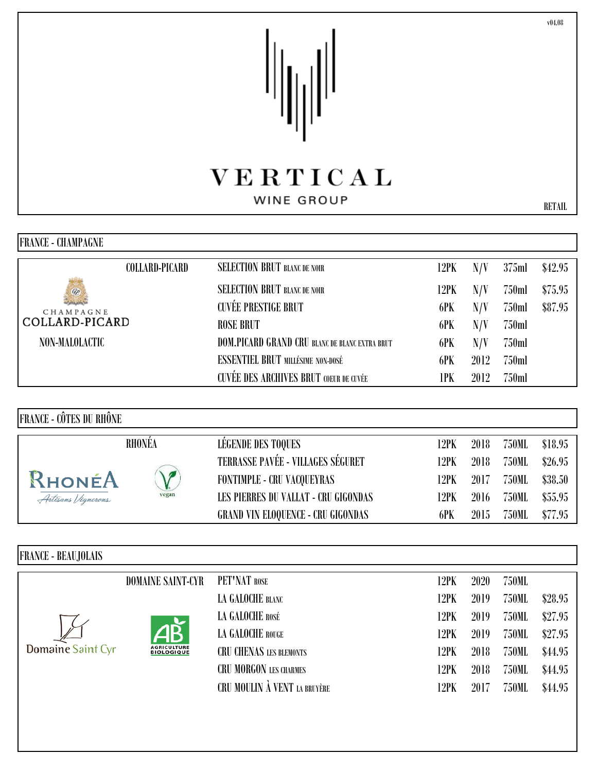v04.08

# VERTICAL WINE GROUP

RETAIL

## FRANCE - CHAMPAGNE

CHAMPAGNE COLLARD-PICARD

NON-MALOLACTIC

| Producer | Wine | Pack | Vintage | Size | Price |
|---|---|---|---|---|---|
| COLLARD-PICARD | SELECTION BRUT BLANC DE NOIR | 12PK | N/V | 375ml | $42.95 |
| | SELECTION BRUT BLANC DE NOIR | 12PK | N/V | 750ml | $75.95 |
| | CUVÉE PRESTIGE BRUT | 6PK | N/V | 750ml | $87.95 |
| | ROSE BRUT | 6PK | N/V | 750ml | |
| | DOM.PICARD GRAND CRU BLANC DE BLANC EXTRA BRUT | 6PK | N/V | 750ml | |
| | ESSENTIEL BRUT MILLÉSIME NON-DOSÉ | 6PK | 2012 | 750ml | |
| | CUVÉE DES ARCHIVES BRUT COEUR DE CUVÉE | 1PK | 2012 | 750ml | |

## FRANCE - CÔTES DU RHÔNE

RHONÉA Artisans Vignerons

vegan

| Producer | Wine | Pack | Vintage | Size | Price |
|---|---|---|---|---|---|
| RHONÉA | LÉGENDE DES TOQUES | 12PK | 2018 | 750ML | $18.95 |
| | TERRASSE PAVÉE - VILLAGES SÉGURET | 12PK | 2018 | 750ML | $26.95 |
| | FONTIMPLE - CRU VACQUEYRAS | 12PK | 2017 | 750ML | $38.50 |
| | LES PIERRES DU VALLAT - CRU GIGONDAS | 12PK | 2016 | 750ML | $55.95 |
| | GRAND VIN ELOQUENCE - CRU GIGONDAS | 6PK | 2015 | 750ML | $77.95 |

## FRANCE - BEAUJOLAIS

Domaine Saint Cyr

AB AGRICULTURE BIOLOGIQUE

| Producer | Wine | Pack | Vintage | Size | Price |
|---|---|---|---|---|---|
| DOMAINE SAINT-CYR | PET'NAT ROSE | 12PK | 2020 | 750ML | |
| | LA GALOCHE BLANC | 12PK | 2019 | 750ML | $28.95 |
| | LA GALOCHE ROSÉ | 12PK | 2019 | 750ML | $27.95 |
| | LA GALOCHE ROUGE | 12PK | 2019 | 750ML | $27.95 |
| | CRU CHENAS LES BLEMONTS | 12PK | 2018 | 750ML | $44.95 |
| | CRU MORGON LES CHARMES | 12PK | 2018 | 750ML | $44.95 |
| | CRU MOULIN À VENT LA BRUYÈRE | 12PK | 2017 | 750ML | $44.95 |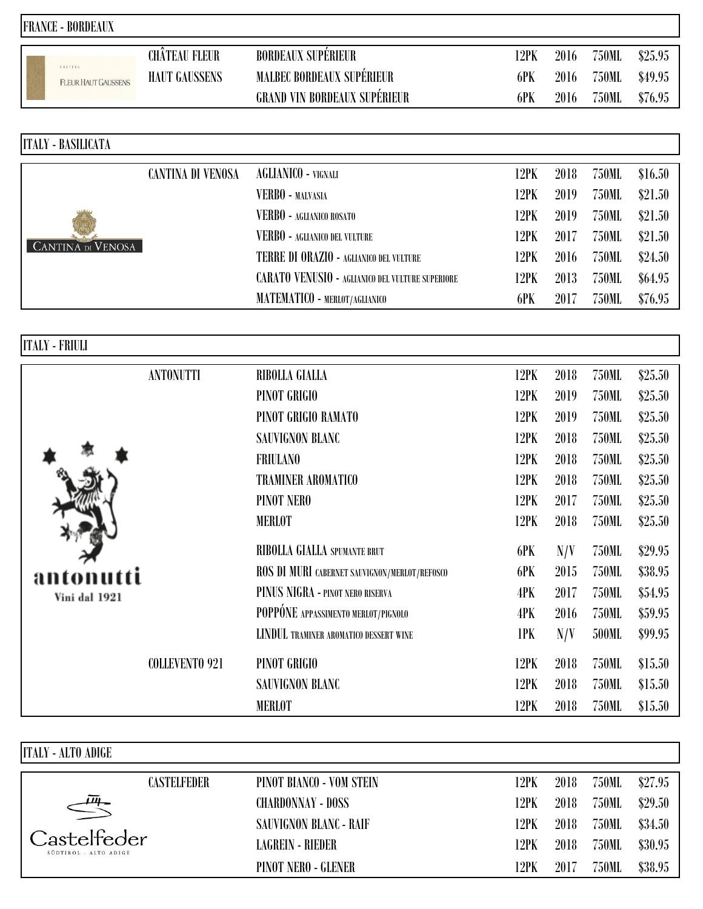## FRANCE - BORDEAUX

| Producer | Wine | Pack | Vintage | Size | Price |
|---|---|---|---|---|---|
| CHÂTEAU FLEUR HAUT GAUSSENS | BORDEAUX SUPÉRIEUR | 12PK | 2016 | 750ML | $25.95 |
| | MALBEC BORDEAUX SUPÉRIEUR | 6PK | 2016 | 750ML | $49.95 |
| | GRAND VIN BORDEAUX SUPÉRIEUR | 6PK | 2016 | 750ML | $76.95 |

## ITALY - BASILICATA

| Producer | Wine | Pack | Vintage | Size | Price |
|---|---|---|---|---|---|
| CANTINA DI VENOSA | AGLIANICO - VIGNALI | 12PK | 2018 | 750ML | $16.50 |
| | VERBO - MALVASIA | 12PK | 2019 | 750ML | $21.50 |
| | VERBO - AGLIANICO ROSATO | 12PK | 2019 | 750ML | $21.50 |
| | VERBO - AGLIANICO DEL VULTURE | 12PK | 2017 | 750ML | $21.50 |
| | TERRE DI ORAZIO - AGLIANICO DEL VULTURE | 12PK | 2016 | 750ML | $24.50 |
| | CARATO VENUSIO - AGLIANICO DEL VULTURE SUPERIORE | 12PK | 2013 | 750ML | $64.95 |
| | MATEMATICO - MERLOT/AGLIANICO | 6PK | 2017 | 750ML | $76.95 |

## ITALY - FRIULI

| Producer | Wine | Pack | Vintage | Size | Price |
|---|---|---|---|---|---|
| ANTONUTTI | RIBOLLA GIALLA | 12PK | 2018 | 750ML | $25.50 |
| | PINOT GRIGIO | 12PK | 2019 | 750ML | $25.50 |
| | PINOT GRIGIO RAMATO | 12PK | 2019 | 750ML | $25.50 |
| | SAUVIGNON BLANC | 12PK | 2018 | 750ML | $25.50 |
| | FRIULANO | 12PK | 2018 | 750ML | $25.50 |
| | TRAMINER AROMATICO | 12PK | 2018 | 750ML | $25.50 |
| | PINOT NERO | 12PK | 2017 | 750ML | $25.50 |
| | MERLOT | 12PK | 2018 | 750ML | $25.50 |
| | RIBOLLA GIALLA SPUMANTE BRUT | 6PK | N/V | 750ML | $29.95 |
| | ROS DI MURI CABERNET SAUVIGNON/MERLOT/REFOSCO | 6PK | 2015 | 750ML | $38.95 |
| | PINUS NIGRA - PINOT NERO RISERVA | 4PK | 2017 | 750ML | $54.95 |
| | POPPÓNE APPASSIMENTO MERLOT/PIGNOLO | 4PK | 2016 | 750ML | $59.95 |
| | LINDUL TRAMINER AROMATICO DESSERT WINE | 1PK | N/V | 500ML | $99.95 |
| COLLEVENTO 921 | PINOT GRIGIO | 12PK | 2018 | 750ML | $15.50 |
| | SAUVIGNON BLANC | 12PK | 2018 | 750ML | $15.50 |
| | MERLOT | 12PK | 2018 | 750ML | $15.50 |

## ITALY - ALTO ADIGE

| Producer | Wine | Pack | Vintage | Size | Price |
|---|---|---|---|---|---|
| CASTELFEDER | PINOT BIANCO - VOM STEIN | 12PK | 2018 | 750ML | $27.95 |
| | CHARDONNAY - DOSS | 12PK | 2018 | 750ML | $29.50 |
| | SAUVIGNON BLANC - RAIF | 12PK | 2018 | 750ML | $34.50 |
| | LAGREIN - RIEDER | 12PK | 2018 | 750ML | $30.95 |
| | PINOT NERO - GLENER | 12PK | 2017 | 750ML | $38.95 |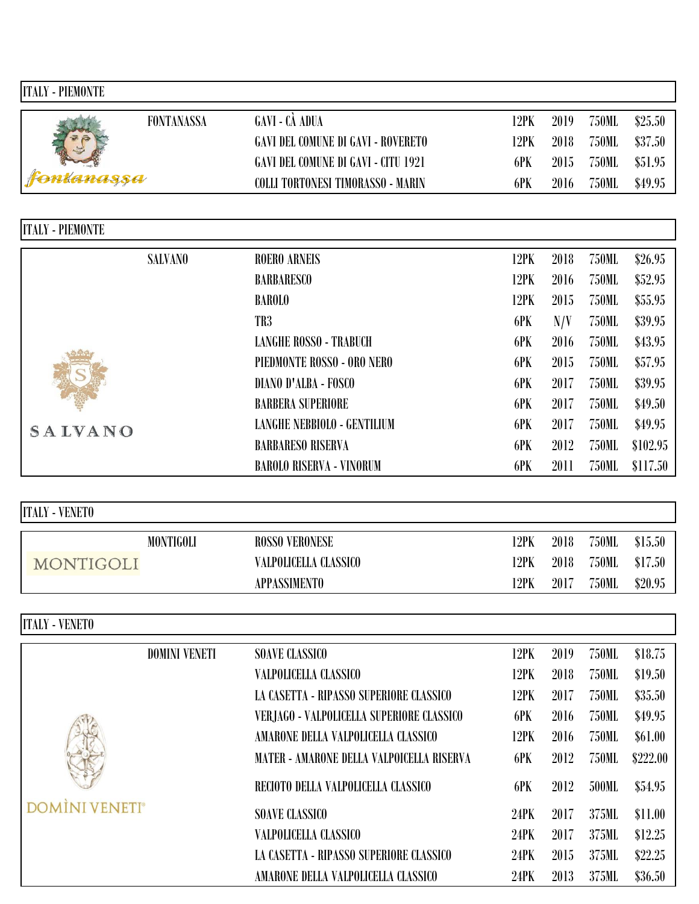## ITALY - PIEMONTE

| Producer | Wine | Pack | Vintage | Size | Price |
|---|---|---|---|---|---|
| FONTANASSA | GAVI - CÀ ADUA | 12PK | 2019 | 750ML | $25.50 |
| | GAVI DEL COMUNE DI GAVI - ROVERETO | 12PK | 2018 | 750ML | $37.50 |
| | GAVI DEL COMUNE DI GAVI - CITU 1921 | 6PK | 2015 | 750ML | $51.95 |
| | COLLI TORTONESI TIMORASSO - MARIN | 6PK | 2016 | 750ML | $49.95 |

## ITALY - PIEMONTE

| Producer | Wine | Pack | Vintage | Size | Price |
|---|---|---|---|---|---|
| SALVANO | ROERO ARNEIS | 12PK | 2018 | 750ML | $26.95 |
| | BARBARESCO | 12PK | 2016 | 750ML | $52.95 |
| | BAROLO | 12PK | 2015 | 750ML | $55.95 |
| | TR3 | 6PK | N/V | 750ML | $39.95 |
| | LANGHE ROSSO - TRABUCH | 6PK | 2016 | 750ML | $43.95 |
| | PIEDMONTE ROSSO - ORO NERO | 6PK | 2015 | 750ML | $57.95 |
| | DIANO D'ALBA - FOSCO | 6PK | 2017 | 750ML | $39.95 |
| | BARBERA SUPERIORE | 6PK | 2017 | 750ML | $49.50 |
| | LANGHE NEBBIOLO - GENTILIUM | 6PK | 2017 | 750ML | $49.95 |
| | BARBARESO RISERVA | 6PK | 2012 | 750ML | $102.95 |
| | BAROLO RISERVA - VINORUM | 6PK | 2011 | 750ML | $117.50 |

## ITALY - VENETO

| Producer | Wine | Pack | Vintage | Size | Price |
|---|---|---|---|---|---|
| MONTIGOLI | ROSSO VERONESE | 12PK | 2018 | 750ML | $15.50 |
| | VALPOLICELLA CLASSICO | 12PK | 2018 | 750ML | $17.50 |
| | APPASSIMENTO | 12PK | 2017 | 750ML | $20.95 |

## ITALY - VENETO

| Producer | Wine | Pack | Vintage | Size | Price |
|---|---|---|---|---|---|
| DOMINI VENETI | SOAVE CLASSICO | 12PK | 2019 | 750ML | $18.75 |
| | VALPOLICELLA CLASSICO | 12PK | 2018 | 750ML | $19.50 |
| | LA CASETTA - RIPASSO SUPERIORE CLASSICO | 12PK | 2017 | 750ML | $35.50 |
| | VERJAGO - VALPOLICELLA SUPERIORE CLASSICO | 6PK | 2016 | 750ML | $49.95 |
| | AMARONE DELLA VALPOLICELLA CLASSICO | 12PK | 2016 | 750ML | $61.00 |
| | MATER - AMARONE DELLA VALPOICELLA RISERVA | 6PK | 2012 | 750ML | $222.00 |
| | RECIOTO DELLA VALPOLICELLA CLASSICO | 6PK | 2012 | 500ML | $54.95 |
| | SOAVE CLASSICO | 24PK | 2017 | 375ML | $11.00 |
| | VALPOLICELLA CLASSICO | 24PK | 2017 | 375ML | $12.25 |
| | LA CASETTA - RIPASSO SUPERIORE CLASSICO | 24PK | 2015 | 375ML | $22.25 |
| | AMARONE DELLA VALPOLICELLA CLASSICO | 24PK | 2013 | 375ML | $36.50 |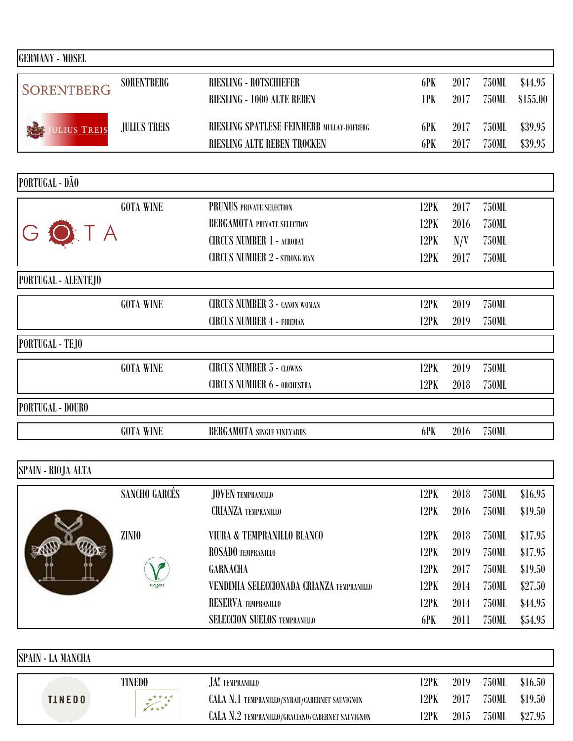## GERMANY - MOSEL

| Producer | Wine | Pack | Vintage | Size | Price |
|---|---|---|---|---|---|
| SORENTBERG | RIESLING - ROTSCHIEFER | 6PK | 2017 | 750ML | $44.95 |
| | RIESLING - 1000 ALTE REBEN | 1PK | 2017 | 750ML | $155.00 |
| JULIUS TREIS | RIESLING SPATLESE FEINHERB MULLAY-HOFBERG | 6PK | 2017 | 750ML | $39.95 |
| | RIESLING ALTE REBEN TROCKEN | 6PK | 2017 | 750ML | $39.95 |

## PORTUGAL - DÃO

| Producer | Wine | Pack | Vintage | Size | Price |
|---|---|---|---|---|---|
| GOTA WINE | PRUNUS PRIVATE SELECTION | 12PK | 2017 | 750ML | |
| | BERGAMOTA PRIVATE SELECTION | 12PK | 2016 | 750ML | |
| | CIRCUS NUMBER 1 - ACROBAT | 12PK | N/V | 750ML | |
| | CIRCUS NUMBER 2 - STRONG MAN | 12PK | 2017 | 750ML | |

## PORTUGAL - ALENTEJO

| Producer | Wine | Pack | Vintage | Size | Price |
|---|---|---|---|---|---|
| GOTA WINE | CIRCUS NUMBER 3 - CANON WOMAN | 12PK | 2019 | 750ML | |
| | CIRCUS NUMBER 4 - FIREMAN | 12PK | 2019 | 750ML | |

## PORTUGAL - TEJO

| Producer | Wine | Pack | Vintage | Size | Price |
|---|---|---|---|---|---|
| GOTA WINE | CIRCUS NUMBER 5 - CLOWNS | 12PK | 2019 | 750ML | |
| | CIRCUS NUMBER 6 - ORCHESTRA | 12PK | 2018 | 750ML | |

## PORTUGAL - DOURO

| Producer | Wine | Pack | Vintage | Size | Price |
|---|---|---|---|---|---|
| GOTA WINE | BERGAMOTA SINGLE VINEYARDS | 6PK | 2016 | 750ML | |

## SPAIN - RIOJA ALTA

| Producer | Wine | Pack | Vintage | Size | Price |
|---|---|---|---|---|---|
| SANCHO GARCÉS | JOVEN TEMPRANILLO | 12PK | 2018 | 750ML | $16.95 |
| | CRIANZA TEMPRANILLO | 12PK | 2016 | 750ML | $19.50 |
| ZINIO (vegan) | VIURA & TEMPRANILLO BLANCO | 12PK | 2018 | 750ML | $17.95 |
| | ROSADO TEMPRANILLO | 12PK | 2019 | 750ML | $17.95 |
| | GARNACHA | 12PK | 2017 | 750ML | $19.50 |
| | VENDIMIA SELECCIONADA CRIANZA TEMPRANILLO | 12PK | 2014 | 750ML | $27.50 |
| | RESERVA TEMPRANILLO | 12PK | 2014 | 750ML | $44.95 |
| | SELECCION SUELOS TEMPRANILLO | 6PK | 2011 | 750ML | $54.95 |

## SPAIN - LA MANCHA

| Producer | Wine | Pack | Vintage | Size | Price |
|---|---|---|---|---|---|
| TINEDO | JA! TEMPRANILLO | 12PK | 2019 | 750ML | $16.50 |
| | CALA N.1 TEMPRANILLO/SYRAH/CABERNET SAUVIGNON | 12PK | 2017 | 750ML | $19.50 |
| | CALA N.2 TEMPRANILLO/GRACIANO/CABERNET SAUVIGNON | 12PK | 2015 | 750ML | $27.95 |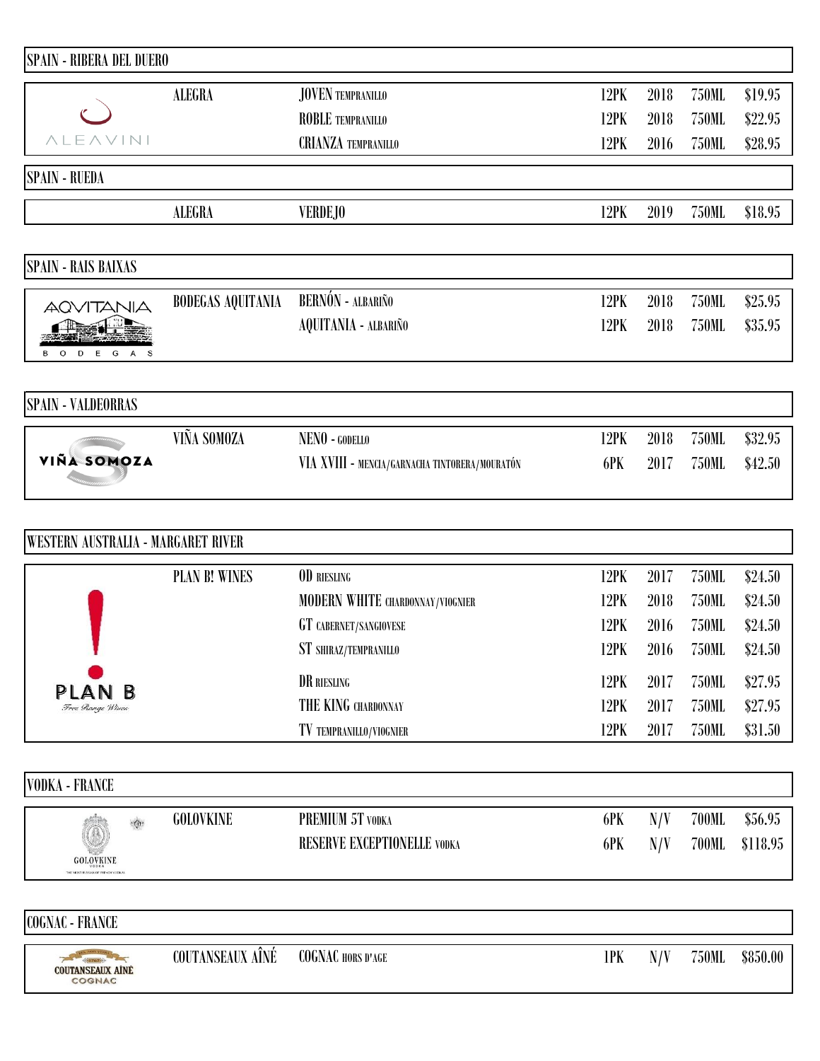## SPAIN - RIBERA DEL DUERO

| | | | | | | |
|---|---|---|---|---|---|---|
| ALEAVINI | ALEGRA | JOVEN TEMPRANILLO | 12PK | 2018 | 750ML | $19.95 |
| | | ROBLE TEMPRANILLO | 12PK | 2018 | 750ML | $22.95 |
| | | CRIANZA TEMPRANILLO | 12PK | 2016 | 750ML | $28.95 |

## SPAIN - RUEDA

| | | | | | | |
|---|---|---|---|---|---|---|
| | ALEGRA | VERDEJO | 12PK | 2019 | 750ML | $18.95 |

## SPAIN - RAIS BAIXAS

| | | | | | | |
|---|---|---|---|---|---|---|
| AQVITANIA BODEGAS | BODEGAS AQUITANIA | BERNÓN - ALBARIÑO | 12PK | 2018 | 750ML | $25.95 |
| | | AQUITANIA - ALBARIÑO | 12PK | 2018 | 750ML | $35.95 |

## SPAIN - VALDEORRAS

| | | | | | | |
|---|---|---|---|---|---|---|
| VIÑA SOMOZA | VIÑA SOMOZA | NENO - GODELLO | 12PK | 2018 | 750ML | $32.95 |
| | | VIA XVIII - MENCIA/GARNACHA TINTORERA/MOURATÓN | 6PK | 2017 | 750ML | $42.50 |

## WESTERN AUSTRALIA - MARGARET RIVER

| | | | | | | |
|---|---|---|---|---|---|---|
| PLAN B Free Range Wine | PLAN B! WINES | OD RIESLING | 12PK | 2017 | 750ML | $24.50 |
| | | MODERN WHITE CHARDONNAY/VIOGNIER | 12PK | 2018 | 750ML | $24.50 |
| | | GT CABERNET/SANGIOVESE | 12PK | 2016 | 750ML | $24.50 |
| | | ST SHIRAZ/TEMPRANILLO | 12PK | 2016 | 750ML | $24.50 |
| | | DR RIESLING | 12PK | 2017 | 750ML | $27.95 |
| | | THE KING CHARDONNAY | 12PK | 2017 | 750ML | $27.95 |
| | | TV TEMPRANILLO/VIOGNIER | 12PK | 2017 | 750ML | $31.50 |

## VODKA - FRANCE

| | | | | | | |
|---|---|---|---|---|---|---|
| GOLOVKINE VODKA | GOLOVKINE | PREMIUM 5T VODKA | 6PK | N/V | 700ML | $56.95 |
| | | RESERVE EXCEPTIONELLE VODKA | 6PK | N/V | 700ML | $118.95 |

## COGNAC - FRANCE

| | | | | | | |
|---|---|---|---|---|---|---|
| COUTANSEAUX AINÉ COGNAC | COUTANSEAUX ÂÎNÉ | COGNAC HORS D'AGE | 1PK | N/V | 750ML | $850.00 |